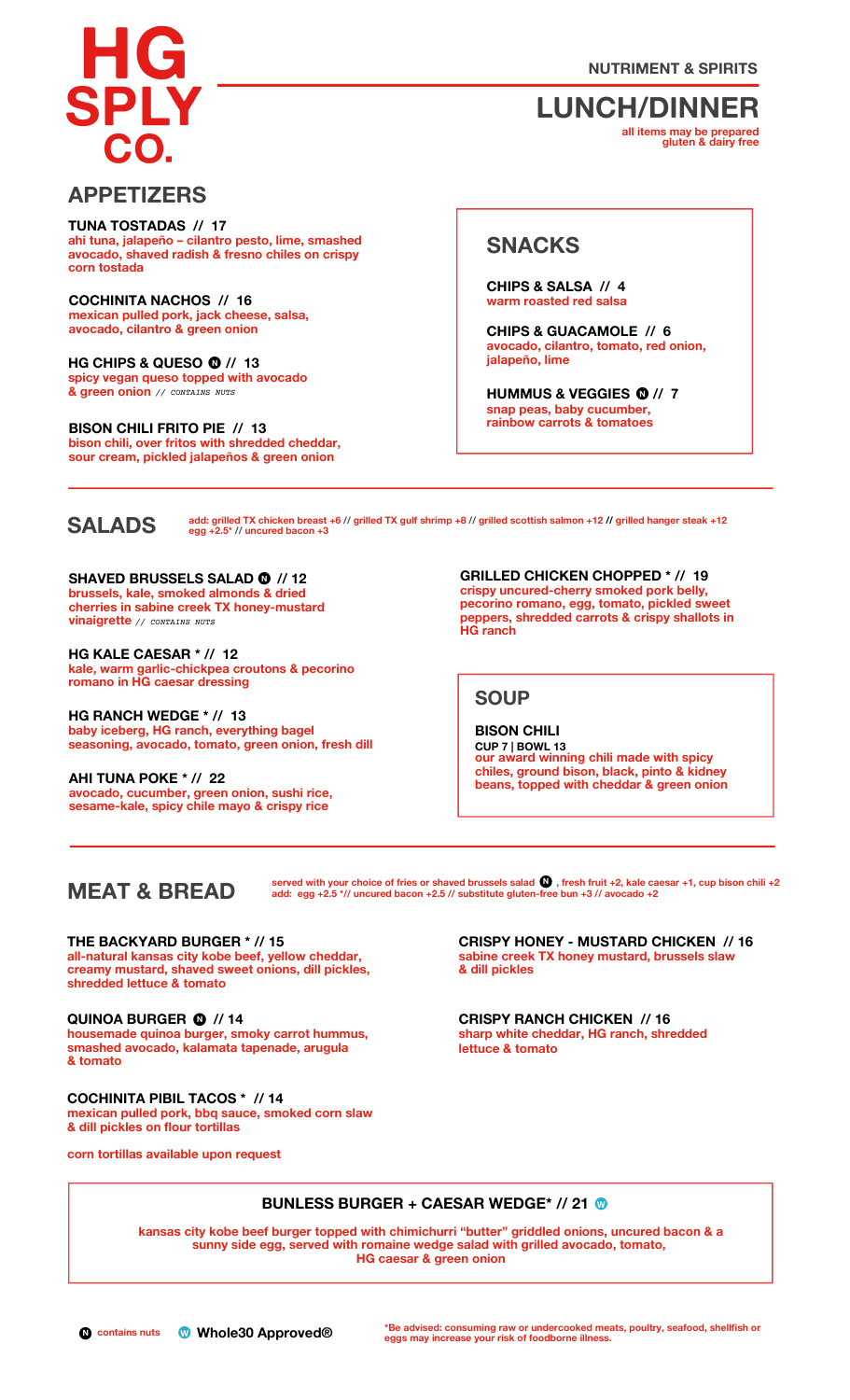# HG SPLY CO.

NUTRIMENT & SPIRITS

# LUNCH/DINNER

all items may be prepared gluten & dairy free

## APPETIZERS

**TUNA TOSTADAS // 17**
ahi tuna, jalapeño – cilantro pesto, lime, smashed avocado, shaved radish & fresno chiles on crispy corn tostada

**COCHINITA NACHOS // 16**
mexican pulled pork, jack cheese, salsa, avocado, cilantro & green onion

**HG CHIPS & QUESO Ⓝ // 13**
spicy vegan queso topped with avocado & green onion // *CONTAINS NUTS*

**BISON CHILI FRITO PIE // 13**
bison chili, over fritos with shredded cheddar, sour cream, pickled jalapeños & green onion

## SNACKS

**CHIPS & SALSA // 4**
warm roasted red salsa

**CHIPS & GUACAMOLE // 6**
avocado, cilantro, tomato, red onion, jalapeño, lime

**HUMMUS & VEGGIES Ⓝ // 7**
snap peas, baby cucumber, rainbow carrots & tomatoes

## SALADS

add: grilled TX chicken breast +6 // grilled TX gulf shrimp +8 // grilled scottish salmon +12 // grilled hanger steak +12
egg +2.5* // uncured bacon +3

**SHAVED BRUSSELS SALAD Ⓝ // 12**
brussels, kale, smoked almonds & dried cherries in sabine creek TX honey-mustard vinaigrette // *CONTAINS NUTS*

**HG KALE CAESAR * // 12**
kale, warm garlic-chickpea croutons & pecorino romano in HG caesar dressing

**HG RANCH WEDGE * // 13**
baby iceberg, HG ranch, everything bagel seasoning, avocado, tomato, green onion, fresh dill

**AHI TUNA POKE * // 22**
avocado, cucumber, green onion, sushi rice, sesame-kale, spicy chile mayo & crispy rice

**GRILLED CHICKEN CHOPPED * // 19**
crispy uncured-cherry smoked pork belly, pecorino romano, egg, tomato, pickled sweet peppers, shredded carrots & crispy shallots in HG ranch

## SOUP

**BISON CHILI**
CUP 7 | BOWL 13
our award winning chili made with spicy chiles, ground bison, black, pinto & kidney beans, topped with cheddar & green onion

## MEAT & BREAD

served with your choice of fries or shaved brussels salad Ⓝ, fresh fruit +2, kale caesar +1, cup bison chili +2
add: egg +2.5 *// uncured bacon +2.5 // substitute gluten-free bun +3 // avocado +2

**THE BACKYARD BURGER * // 15**
all-natural kansas city kobe beef, yellow cheddar, creamy mustard, shaved sweet onions, dill pickles, shredded lettuce & tomato

**QUINOA BURGER Ⓝ // 14**
housemade quinoa burger, smoky carrot hummus, smashed avocado, kalamata tapenade, arugula & tomato

**COCHINITA PIBIL TACOS * // 14**
mexican pulled pork, bbq sauce, smoked corn slaw & dill pickles on flour tortillas

corn tortillas available upon request

**CRISPY HONEY - MUSTARD CHICKEN // 16**
sabine creek TX honey mustard, brussels slaw & dill pickles

**CRISPY RANCH CHICKEN // 16**
sharp white cheddar, HG ranch, shredded lettuce & tomato

**BUNLESS BURGER + CAESAR WEDGE* // 21 Ⓦ**
kansas city kobe beef burger topped with chimichurri "butter" griddled onions, uncured bacon & a sunny side egg, served with romaine wedge salad with grilled avocado, tomato, HG caesar & green onion

Ⓝ contains nuts   Ⓦ Whole30 Approved®

*Be advised: consuming raw or undercooked meats, poultry, seafood, shellfish or eggs may increase your risk of foodborne illness.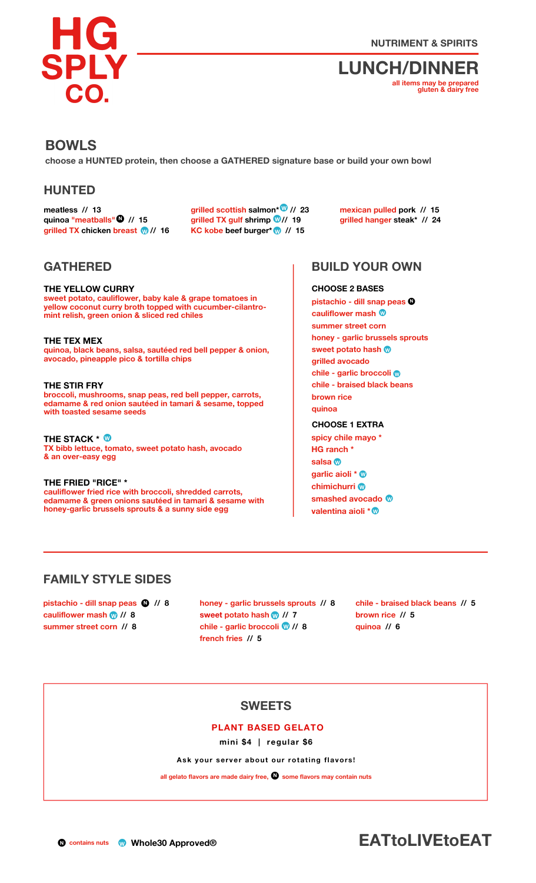# HG SPLY CO.

NUTRIMENT & SPIRITS

## LUNCH/DINNER

all items may be prepared gluten & dairy free

## BOWLS

choose a HUNTED protein, then choose a GATHERED signature base or build your own bowl

### HUNTED

meatless // 13
quinoa "meatballs" (N) // 15
grilled TX chicken breast (W) // 16
grilled scottish salmon* (W) // 23
grilled TX gulf shrimp (W) // 19
KC kobe beef burger* (W) // 15
mexican pulled pork // 15
grilled hanger steak* // 24

### GATHERED

**THE YELLOW CURRY**
sweet potato, cauliflower, baby kale & grape tomatoes in yellow coconut curry broth topped with cucumber-cilantro-mint relish, green onion & sliced red chiles

**THE TEX MEX**
quinoa, black beans, salsa, sautéed red bell pepper & onion, avocado, pineapple pico & tortilla chips

**THE STIR FRY**
broccoli, mushrooms, snap peas, red bell pepper, carrots, edamame & red onion sautéed in tamari & sesame, topped with toasted sesame seeds

**THE STACK *** (W)
TX bibb lettuce, tomato, sweet potato hash, avocado & an over-easy egg

**THE FRIED "RICE" ***
cauliflower fried rice with broccoli, shredded carrots, edamame & green onions sautéed in tamari & sesame with honey-garlic brussels sprouts & a sunny side egg

### BUILD YOUR OWN

**CHOOSE 2 BASES**

pistachio - dill snap peas (N)
cauliflower mash (W)
summer street corn
honey - garlic brussels sprouts
sweet potato hash (W)
grilled avocado
chile - garlic broccoli (W)
chile - braised black beans
brown rice
quinoa

**CHOOSE 1 EXTRA**

spicy chile mayo *
HG ranch *
salsa (W)
garlic aioli * (W)
chimichurri (W)
smashed avocado (W)
valentina aioli * (W)

## FAMILY STYLE SIDES

pistachio - dill snap peas (N) // 8
cauliflower mash (W) // 8
summer street corn // 8
honey - garlic brussels sprouts // 8
sweet potato hash (W) // 7
chile - garlic broccoli (W) // 8
french fries // 5
chile - braised black beans // 5
brown rice // 5
quinoa // 6

## SWEETS

**PLANT BASED GELATO**

mini $4 | regular $6

Ask your server about our rotating flavors!

all gelato flavors are made dairy free, (N) some flavors may contain nuts

(N) contains nuts (W) Whole30 Approved®

EATtoLIVEtoEAT